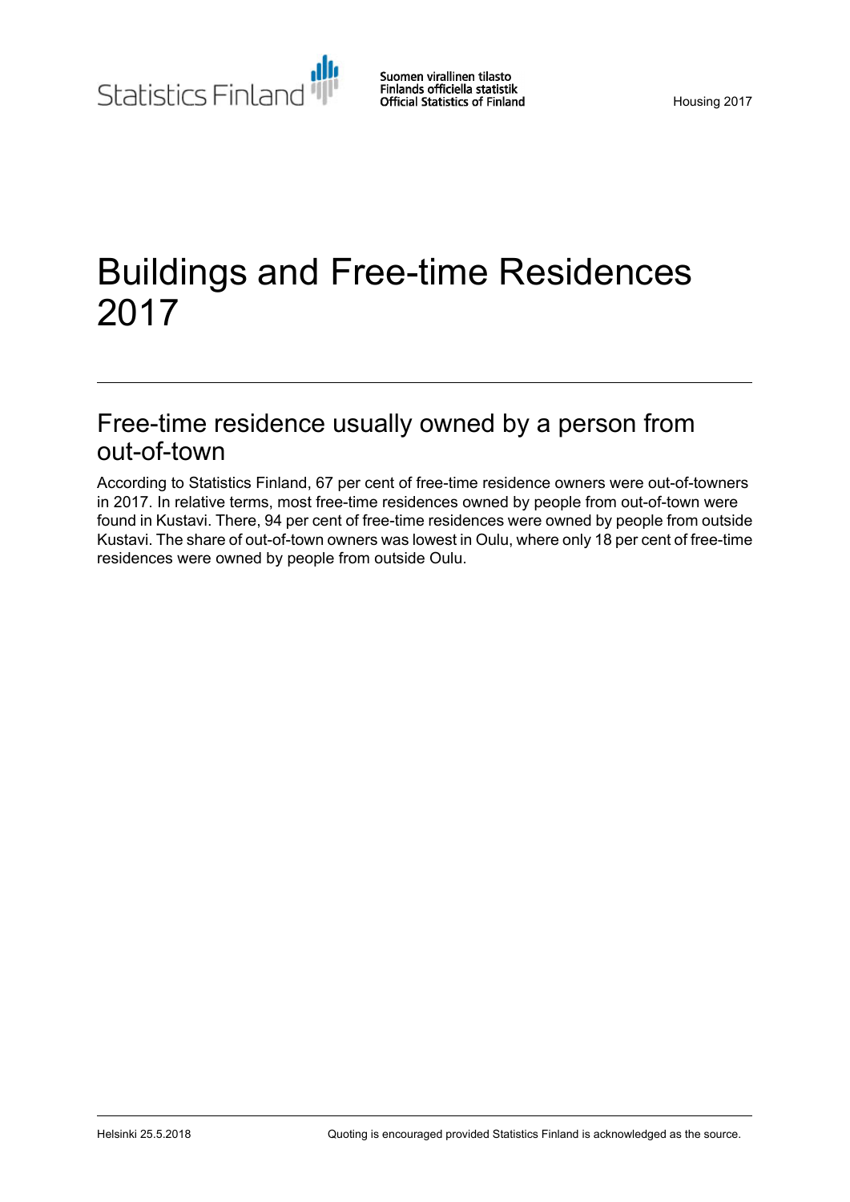# Buildings and Free-time Residences 2017

## Free-time residence usually owned by a person from out-of-town

According to Statistics Finland, 67 per cent of free-time residence owners were out-of-towners in 2017. In relative terms, most free-time residences owned by people from out-of-town were found in Kustavi. There, 94 per cent of free-time residences were owned by people from outside Kustavi. The share of out-of-town owners was lowest in Oulu, where only 18 per cent of free-time residences were owned by people from outside Oulu.

Helsinki 25.5.2018

Quoting is encouraged provided Statistics Finland is acknowledged as the source.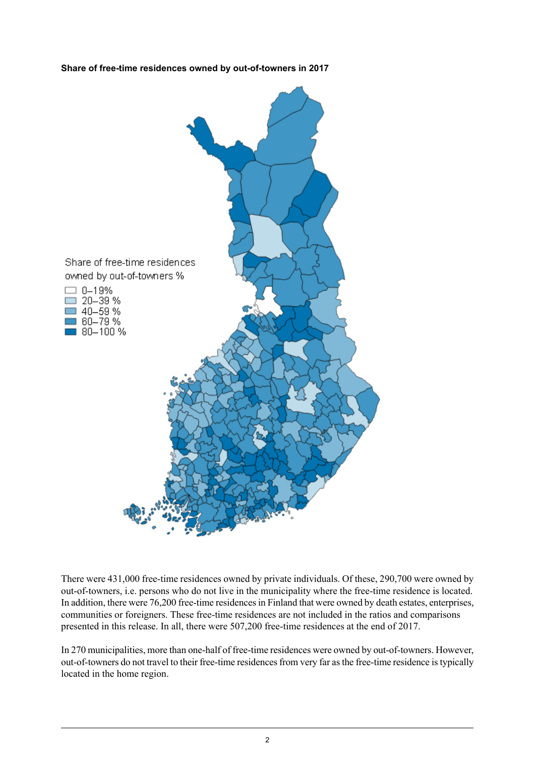**Share of free-time residences owned by out-of-towners in 2017**

Share of free-time residences owned by out-of-towners %

- 0–19%
- 20–39 %
- 40–59 %
- 60–79 %
- 80–100 %

There were 431,000 free-time residences owned by private individuals. Of these, 290,700 were owned by out-of-towners, i.e. persons who do not live in the municipality where the free-time residence is located. In addition, there were 76,200 free-time residences in Finland that were owned by death estates, enterprises, communities or foreigners. These free-time residences are not included in the ratios and comparisons presented in this release. In all, there were 507,200 free-time residences at the end of 2017.

In 270 municipalities, more than one-half of free-time residences were owned by out-of-towners. However, out-of-towners do not travel to their free-time residences from very far as the free-time residence is typically located in the home region.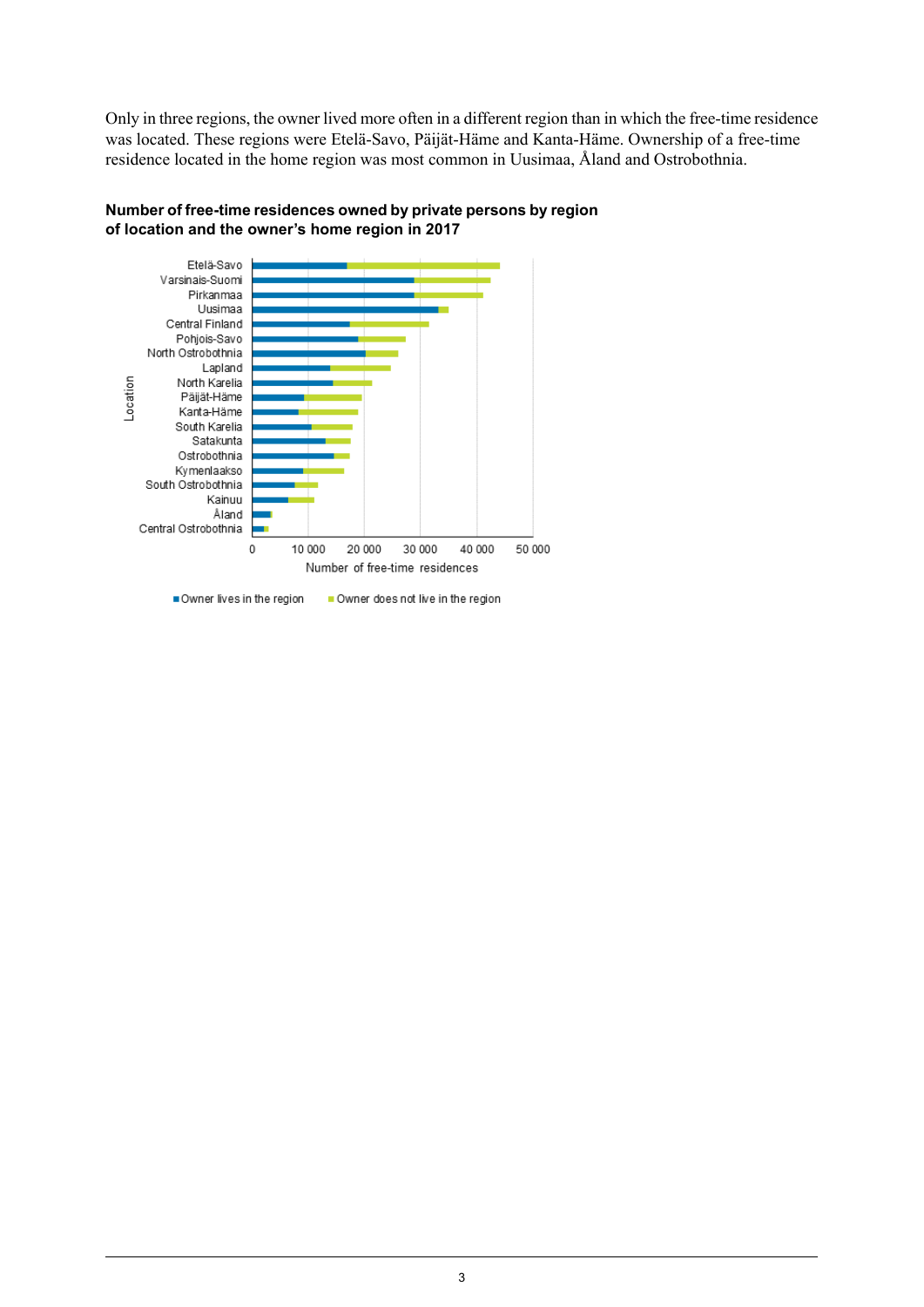Only in three regions, the owner lived more often in a different region than in which the free-time residence was located. These regions were Etelä-Savo, Päijät-Häme and Kanta-Häme. Ownership of a free-time residence located in the home region was most common in Uusimaa, Åland and Ostrobothnia.

**Number of free-time residences owned by private persons by region of location and the owner's home region in 2017**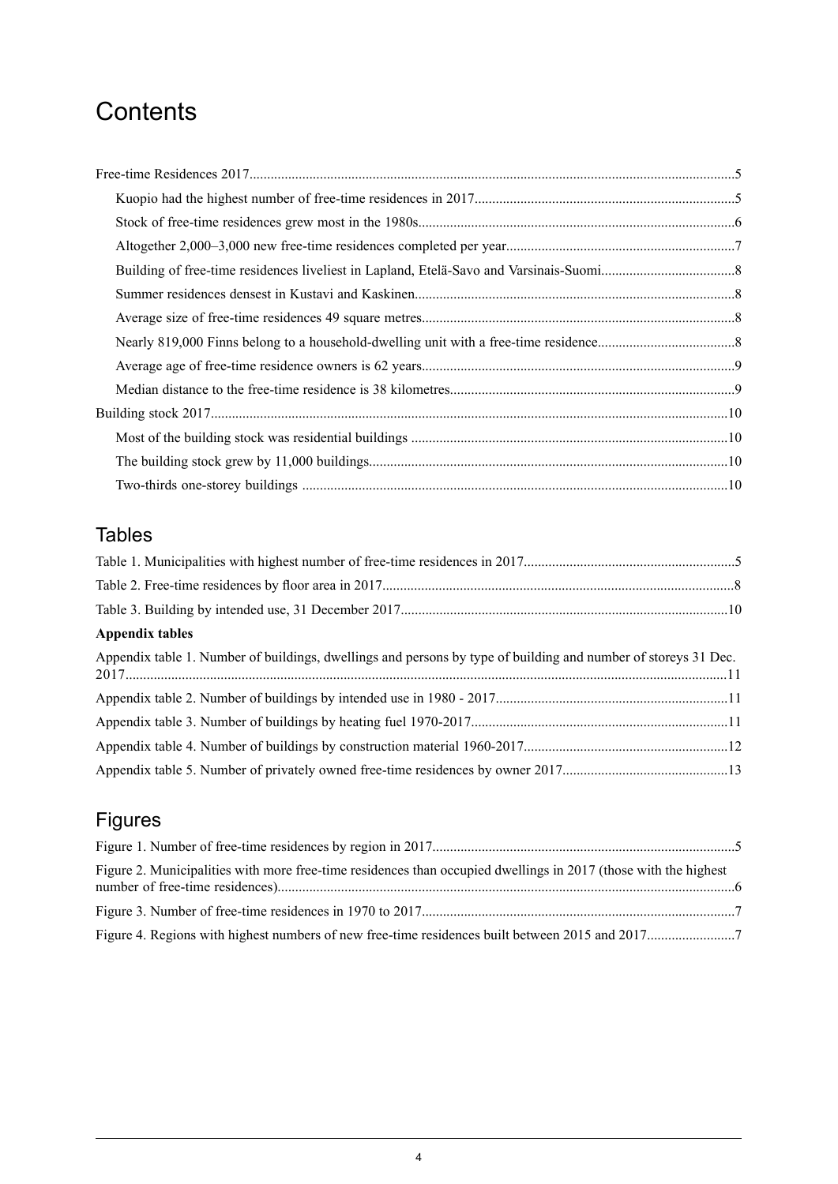# Contents

Free-time Residences 2017........................................................................................................................................5

- Kuopio had the highest number of free-time residences in 2017..........................................................................5
- Stock of free-time residences grew most in the 1980s.........................................................................................6
- Altogether 2,000–3,000 new free-time residences completed per year................................................................7
- Building of free-time residences liveliest in Lapland, Etelä-Savo and Varsinais-Suomi......................................8
- Summer residences densest in Kustavi and Kaskinen..........................................................................................8
- Average size of free-time residences 49 square metres........................................................................................8
- Nearly 819,000 Finns belong to a household-dwelling unit with a free-time residence.......................................8
- Average age of free-time residence owners is 62 years........................................................................................9
- Median distance to the free-time residence is 38 kilometres................................................................................9

Building stock 2017..................................................................................................................................................10

- Most of the building stock was residential buildings .........................................................................................10
- The building stock grew by 11,000 buildings.....................................................................................................10
- Two-thirds one-storey buildings ........................................................................................................................10

## Tables

Table 1. Municipalities with highest number of free-time residences in 2017...........................................................5

Table 2. Free-time residences by floor area in 2017...................................................................................................8

Table 3. Building by intended use, 31 December 2017............................................................................................10

**Appendix tables**

Appendix table 1. Number of buildings, dwellings and persons by type of building and number of storeys 31 Dec. 2017.........................................................................................................................................................................11

Appendix table 2. Number of buildings by intended use in 1980 - 2017.................................................................11

Appendix table 3. Number of buildings by heating fuel 1970-2017........................................................................11

Appendix table 4. Number of buildings by construction material 1960-2017.........................................................12

Appendix table 5. Number of privately owned free-time residences by owner 2017..............................................13

## Figures

Figure 1. Number of free-time residences by region in 2017.....................................................................................5

Figure 2. Municipalities with more free-time residences than occupied dwellings in 2017 (those with the highest number of free-time residences)................................................................................................................................6

Figure 3. Number of free-time residences in 1970 to 2017........................................................................................7

Figure 4. Regions with highest numbers of new free-time residences built between 2015 and 2017.........................7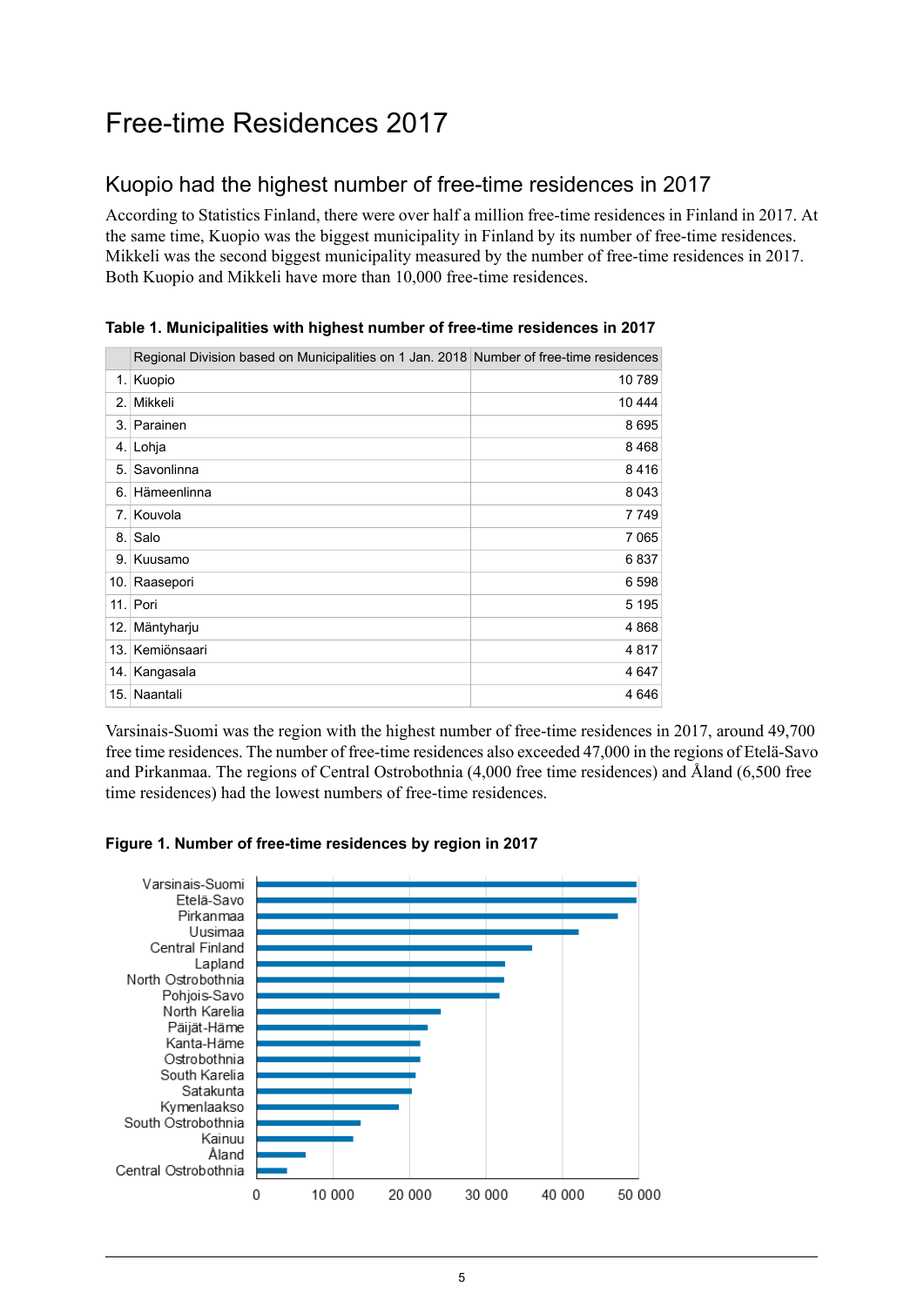# Free-time Residences 2017

## Kuopio had the highest number of free-time residences in 2017

According to Statistics Finland, there were over half a million free-time residences in Finland in 2017. At the same time, Kuopio was the biggest municipality in Finland by its number of free-time residences. Mikkeli was the second biggest municipality measured by the number of free-time residences in 2017. Both Kuopio and Mikkeli have more than 10,000 free-time residences.

**Table 1. Municipalities with highest number of free-time residences in 2017**

| | Regional Division based on Municipalities on 1 Jan. 2018 | Number of free-time residences |
|---|---|---|
| 1. | Kuopio | 10 789 |
| 2. | Mikkeli | 10 444 |
| 3. | Parainen | 8 695 |
| 4. | Lohja | 8 468 |
| 5. | Savonlinna | 8 416 |
| 6. | Hämeenlinna | 8 043 |
| 7. | Kouvola | 7 749 |
| 8. | Salo | 7 065 |
| 9. | Kuusamo | 6 837 |
| 10. | Raasepori | 6 598 |
| 11. | Pori | 5 195 |
| 12. | Mäntyharju | 4 868 |
| 13. | Kemiönsaari | 4 817 |
| 14. | Kangasala | 4 647 |
| 15. | Naantali | 4 646 |

Varsinais-Suomi was the region with the highest number of free-time residences in 2017, around 49,700 free time residences. The number of free-time residences also exceeded 47,000 in the regions of Etelä-Savo and Pirkanmaa. The regions of Central Ostrobothnia (4,000 free time residences) and Åland (6,500 free time residences) had the lowest numbers of free-time residences.

**Figure 1. Number of free-time residences by region in 2017**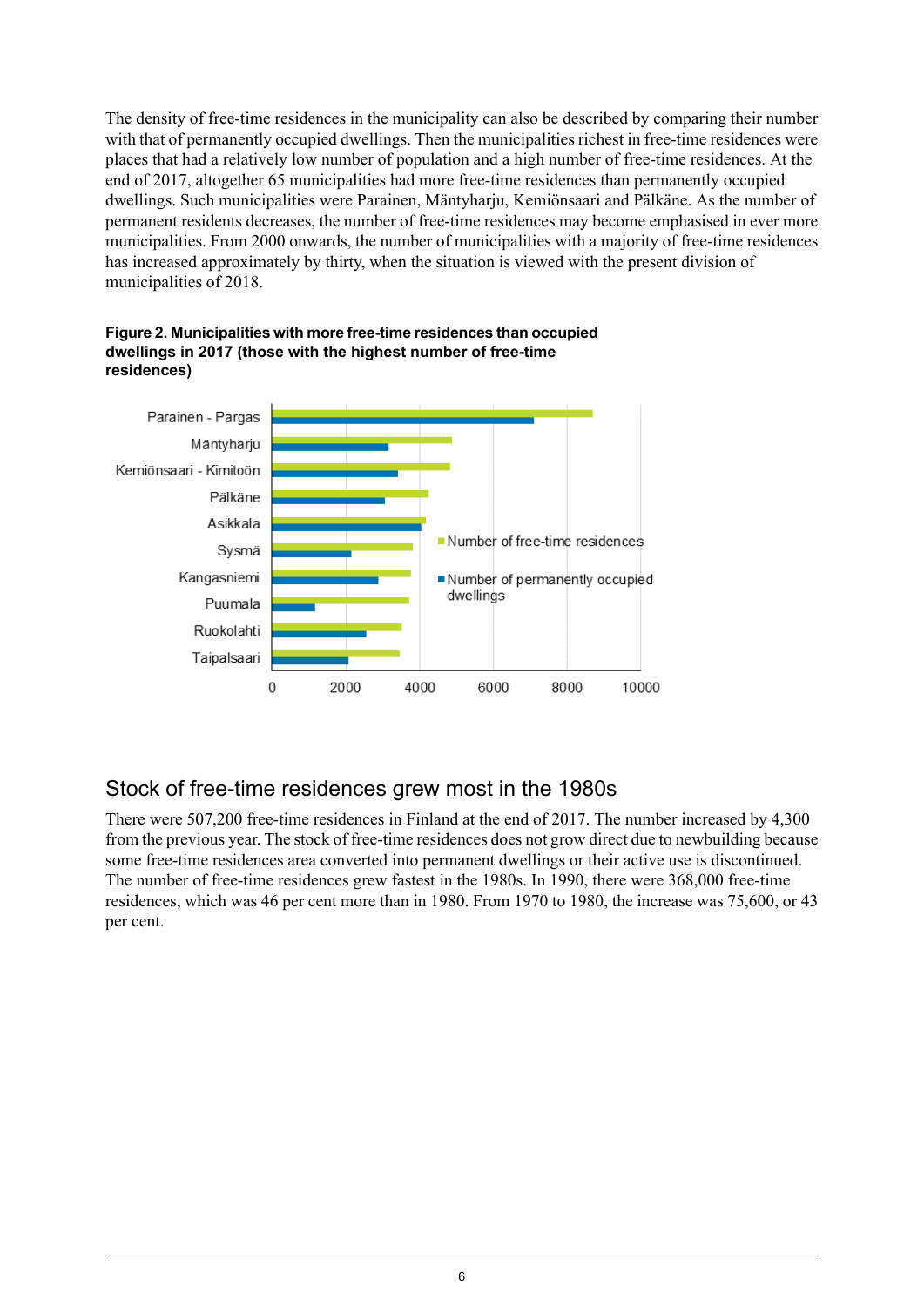The density of free-time residences in the municipality can also be described by comparing their number with that of permanently occupied dwellings. Then the municipalities richest in free-time residences were places that had a relatively low number of population and a high number of free-time residences. At the end of 2017, altogether 65 municipalities had more free-time residences than permanently occupied dwellings. Such municipalities were Parainen, Mäntyharju, Kemiönsaari and Pälkäne. As the number of permanent residents decreases, the number of free-time residences may become emphasised in ever more municipalities. From 2000 onwards, the number of municipalities with a majority of free-time residences has increased approximately by thirty, when the situation is viewed with the present division of municipalities of 2018.

**Figure 2. Municipalities with more free-time residences than occupied dwellings in 2017 (those with the highest number of free-time residences)**

## Stock of free-time residences grew most in the 1980s

There were 507,200 free-time residences in Finland at the end of 2017. The number increased by 4,300 from the previous year. The stock of free-time residences does not grow direct due to newbuilding because some free-time residences area converted into permanent dwellings or their active use is discontinued. The number of free-time residences grew fastest in the 1980s. In 1990, there were 368,000 free-time residences, which was 46 per cent more than in 1980. From 1970 to 1980, the increase was 75,600, or 43 per cent.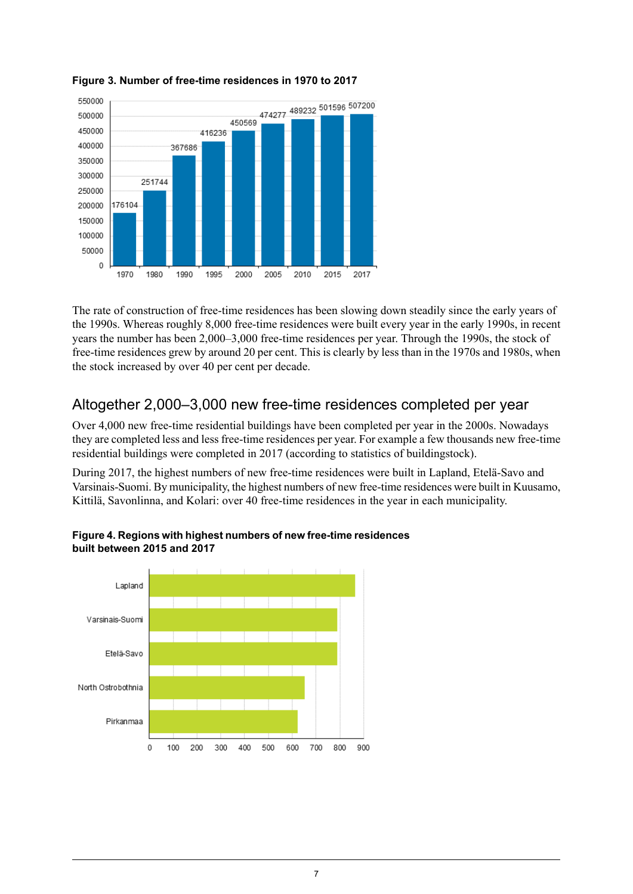**Figure 3. Number of free-time residences in 1970 to 2017**

| Year | Number |
|---|---|
| 1970 | 176104 |
| 1980 | 251744 |
| 1990 | 367686 |
| 1995 | 416236 |
| 2000 | 450569 |
| 2005 | 474277 |
| 2010 | 489232 |
| 2015 | 501596 |
| 2017 | 507200 |

The rate of construction of free-time residences has been slowing down steadily since the early years of the 1990s. Whereas roughly 8,000 free-time residences were built every year in the early 1990s, in recent years the number has been 2,000–3,000 free-time residences per year. Through the 1990s, the stock of free-time residences grew by around 20 per cent. This is clearly by less than in the 1970s and 1980s, when the stock increased by over 40 per cent per decade.

## Altogether 2,000–3,000 new free-time residences completed per year

Over 4,000 new free-time residential buildings have been completed per year in the 2000s. Nowadays they are completed less and less free-time residences per year. For example a few thousands new free-time residential buildings were completed in 2017 (according to statistics of buildingstock).

During 2017, the highest numbers of new free-time residences were built in Lapland, Etelä-Savo and Varsinais-Suomi. By municipality, the highest numbers of new free-time residences were built in Kuusamo, Kittilä, Savonlinna, and Kolari: over 40 free-time residences in the year in each municipality.

**Figure 4. Regions with highest numbers of new free-time residences built between 2015 and 2017**

Regions shown: Lapland, Varsinais-Suomi, Etelä-Savo, North Ostrobothnia, Pirkanmaa (horizontal axis: 0–900).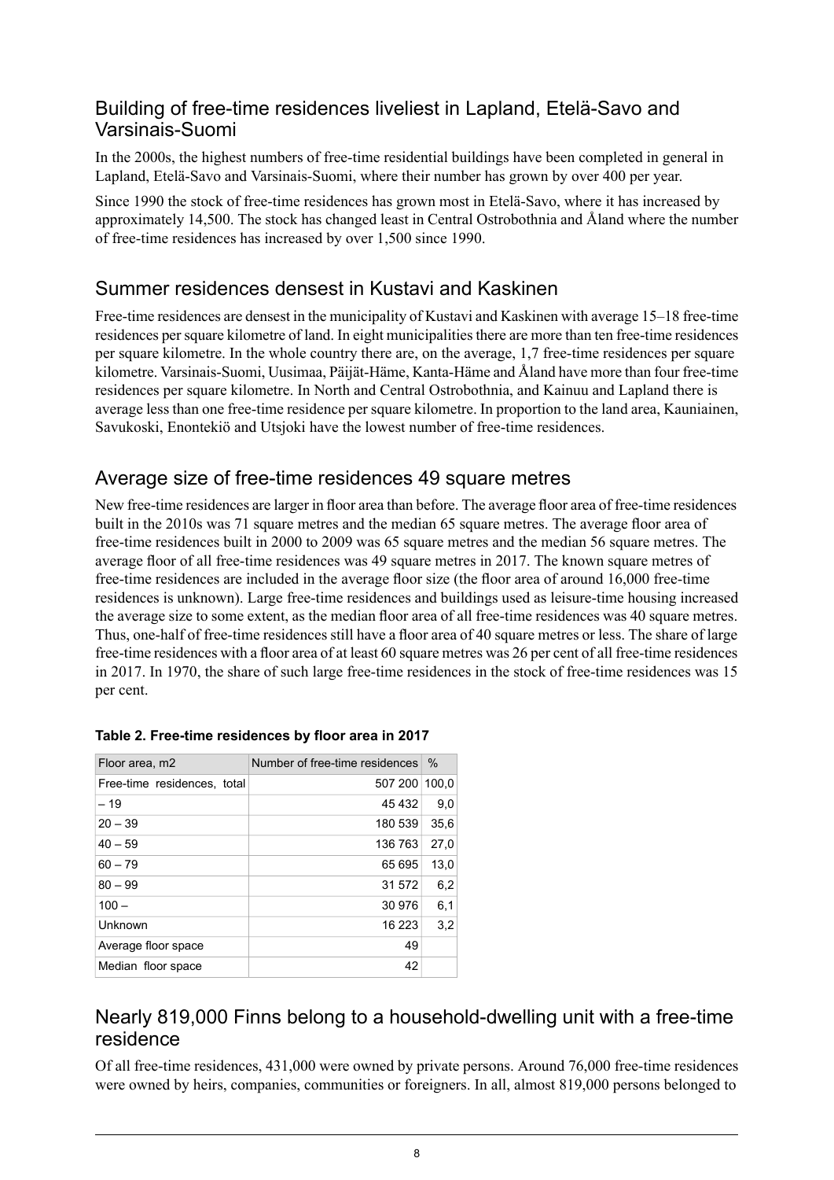## Building of free-time residences liveliest in Lapland, Etelä-Savo and Varsinais-Suomi

In the 2000s, the highest numbers of free-time residential buildings have been completed in general in Lapland, Etelä-Savo and Varsinais-Suomi, where their number has grown by over 400 per year.

Since 1990 the stock of free-time residences has grown most in Etelä-Savo, where it has increased by approximately 14,500. The stock has changed least in Central Ostrobothnia and Åland where the number of free-time residences has increased by over 1,500 since 1990.

## Summer residences densest in Kustavi and Kaskinen

Free-time residences are densest in the municipality of Kustavi and Kaskinen with average 15–18 free-time residences per square kilometre of land. In eight municipalities there are more than ten free-time residences per square kilometre. In the whole country there are, on the average, 1,7 free-time residences per square kilometre. Varsinais-Suomi, Uusimaa, Päijät-Häme, Kanta-Häme and Åland have more than four free-time residences per square kilometre. In North and Central Ostrobothnia, and Kainuu and Lapland there is average less than one free-time residence per square kilometre. In proportion to the land area, Kauniainen, Savukoski, Enontekiö and Utsjoki have the lowest number of free-time residences.

## Average size of free-time residences 49 square metres

New free-time residences are larger in floor area than before. The average floor area of free-time residences built in the 2010s was 71 square metres and the median 65 square metres. The average floor area of free-time residences built in 2000 to 2009 was 65 square metres and the median 56 square metres. The average floor of all free-time residences was 49 square metres in 2017. The known square metres of free-time residences are included in the average floor size (the floor area of around 16,000 free-time residences is unknown). Large free-time residences and buildings used as leisure-time housing increased the average size to some extent, as the median floor area of all free-time residences was 40 square metres. Thus, one-half of free-time residences still have a floor area of 40 square metres or less. The share of large free-time residences with a floor area of at least 60 square metres was 26 per cent of all free-time residences in 2017. In 1970, the share of such large free-time residences in the stock of free-time residences was 15 per cent.

**Table 2. Free-time residences by floor area in 2017**

| Floor area, m2 | Number of free-time residences | % |
|---|---|---|
| Free-time residences, total | 507 200 | 100,0 |
| – 19 | 45 432 | 9,0 |
| 20 – 39 | 180 539 | 35,6 |
| 40 – 59 | 136 763 | 27,0 |
| 60 – 79 | 65 695 | 13,0 |
| 80 – 99 | 31 572 | 6,2 |
| 100 – | 30 976 | 6,1 |
| Unknown | 16 223 | 3,2 |
| Average floor space | 49 | |
| Median floor space | 42 | |

## Nearly 819,000 Finns belong to a household-dwelling unit with a free-time residence

Of all free-time residences, 431,000 were owned by private persons. Around 76,000 free-time residences were owned by heirs, companies, communities or foreigners. In all, almost 819,000 persons belonged to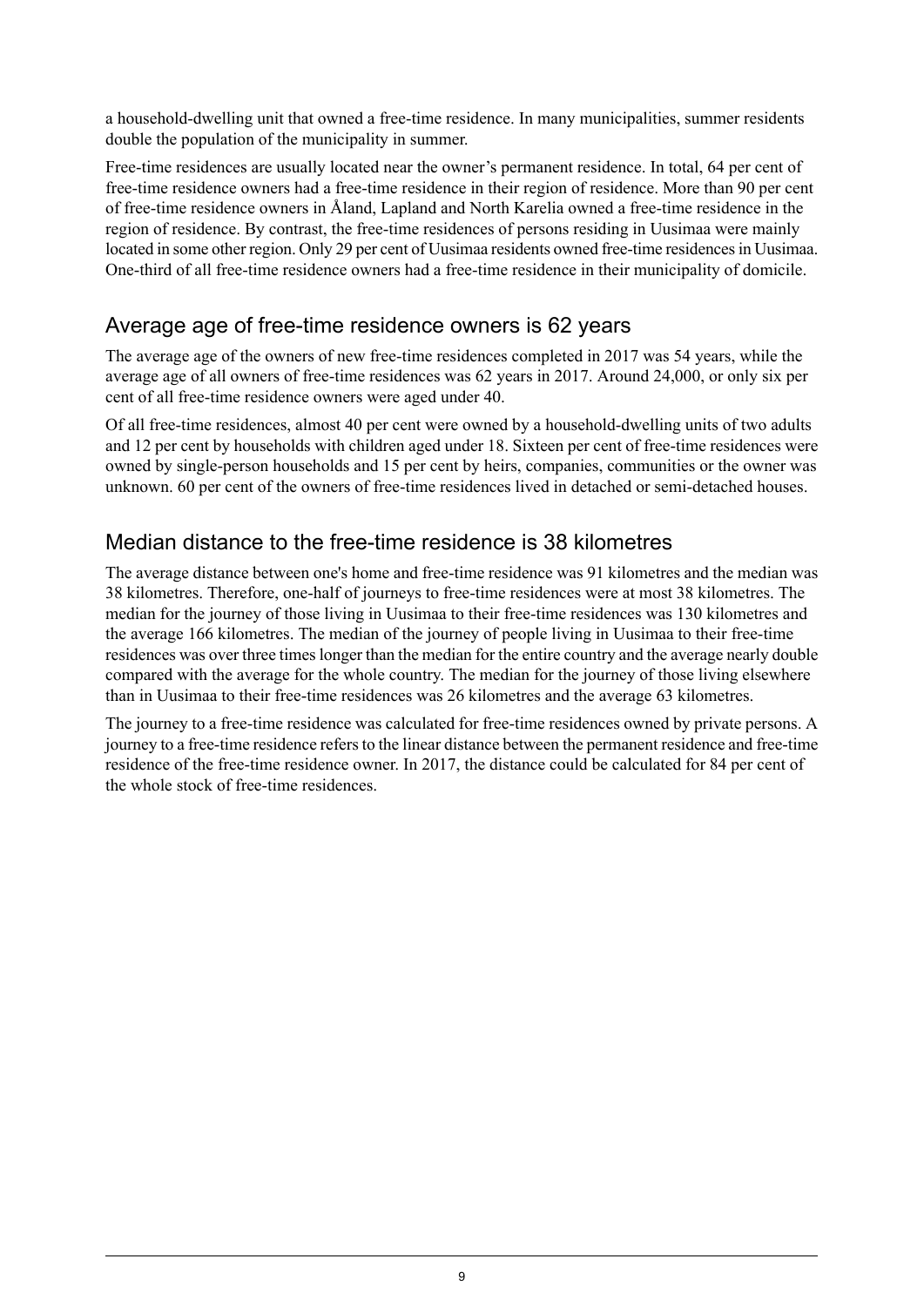a household-dwelling unit that owned a free-time residence. In many municipalities, summer residents double the population of the municipality in summer.

Free-time residences are usually located near the owner's permanent residence. In total, 64 per cent of free-time residence owners had a free-time residence in their region of residence. More than 90 per cent of free-time residence owners in Åland, Lapland and North Karelia owned a free-time residence in the region of residence. By contrast, the free-time residences of persons residing in Uusimaa were mainly located in some other region. Only 29 per cent of Uusimaa residents owned free-time residences in Uusimaa. One-third of all free-time residence owners had a free-time residence in their municipality of domicile.

## Average age of free-time residence owners is 62 years

The average age of the owners of new free-time residences completed in 2017 was 54 years, while the average age of all owners of free-time residences was 62 years in 2017. Around 24,000, or only six per cent of all free-time residence owners were aged under 40.

Of all free-time residences, almost 40 per cent were owned by a household-dwelling units of two adults and 12 per cent by households with children aged under 18. Sixteen per cent of free-time residences were owned by single-person households and 15 per cent by heirs, companies, communities or the owner was unknown. 60 per cent of the owners of free-time residences lived in detached or semi-detached houses.

## Median distance to the free-time residence is 38 kilometres

The average distance between one's home and free-time residence was 91 kilometres and the median was 38 kilometres. Therefore, one-half of journeys to free-time residences were at most 38 kilometres. The median for the journey of those living in Uusimaa to their free-time residences was 130 kilometres and the average 166 kilometres. The median of the journey of people living in Uusimaa to their free-time residences was over three times longer than the median for the entire country and the average nearly double compared with the average for the whole country. The median for the journey of those living elsewhere than in Uusimaa to their free-time residences was 26 kilometres and the average 63 kilometres.

The journey to a free-time residence was calculated for free-time residences owned by private persons. A journey to a free-time residence refers to the linear distance between the permanent residence and free-time residence of the free-time residence owner. In 2017, the distance could be calculated for 84 per cent of the whole stock of free-time residences.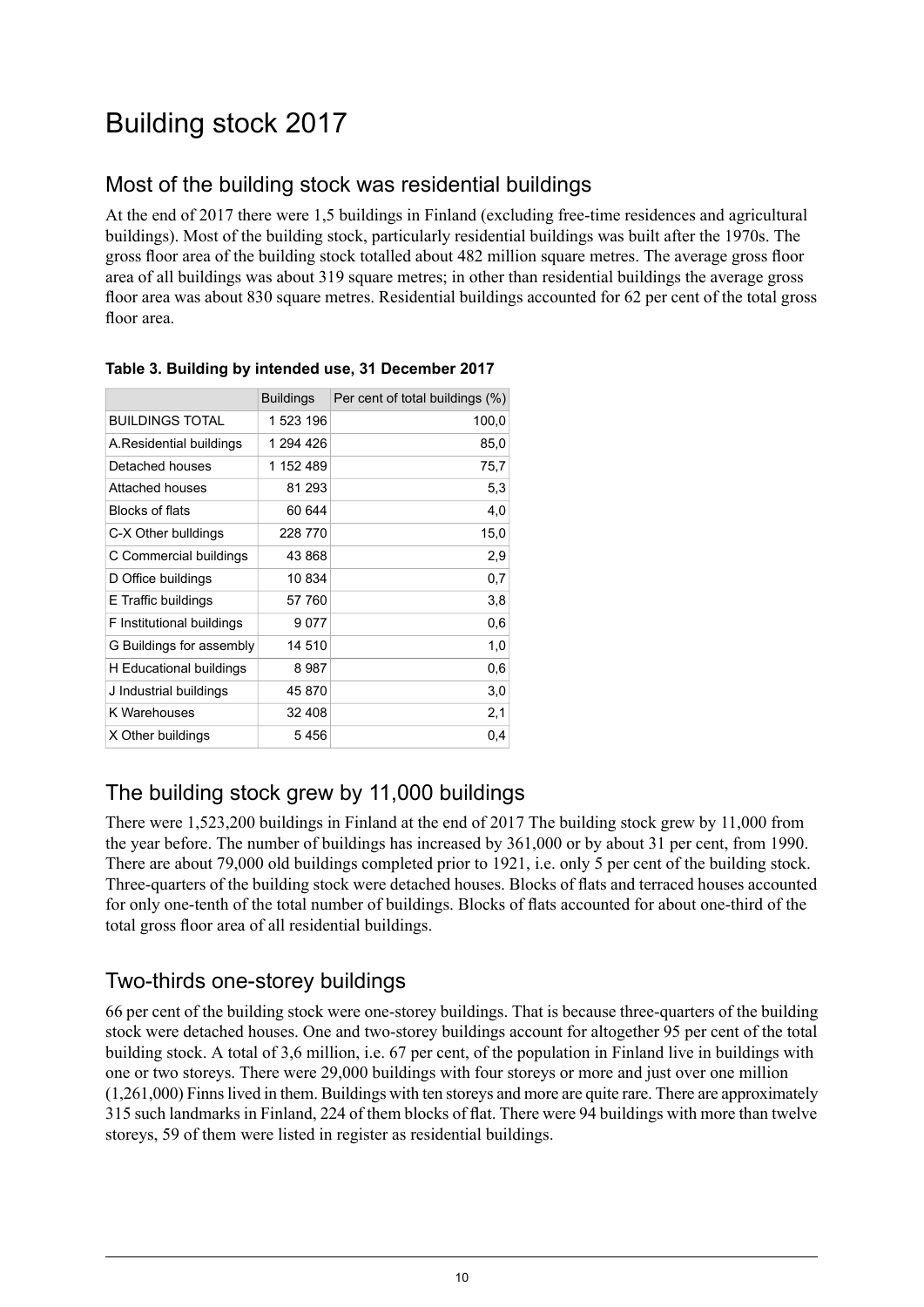# Building stock 2017

## Most of the building stock was residential buildings

At the end of 2017 there were 1,5 buildings in Finland (excluding free-time residences and agricultural buildings). Most of the building stock, particularly residential buildings was built after the 1970s. The gross floor area of the building stock totalled about 482 million square metres. The average gross floor area of all buildings was about 319 square metres; in other than residential buildings the average gross floor area was about 830 square metres. Residential buildings accounted for 62 per cent of the total gross floor area.

**Table 3. Building by intended use, 31 December 2017**

| | Buildings | Per cent of total buildings (%) |
|---|---|---|
| BUILDINGS TOTAL | 1 523 196 | 100,0 |
| A.Residential buildings | 1 294 426 | 85,0 |
| Detached houses | 1 152 489 | 75,7 |
| Attached houses | 81 293 | 5,3 |
| Blocks of flats | 60 644 | 4,0 |
| C-X Other bulldings | 228 770 | 15,0 |
| C Commercial buildings | 43 868 | 2,9 |
| D Office buildings | 10 834 | 0,7 |
| E Traffic buildings | 57 760 | 3,8 |
| F Institutional buildings | 9 077 | 0,6 |
| G Buildings for assembly | 14 510 | 1,0 |
| H Educational buildings | 8 987 | 0,6 |
| J Industrial buildings | 45 870 | 3,0 |
| K Warehouses | 32 408 | 2,1 |
| X Other buildings | 5 456 | 0,4 |

## The building stock grew by 11,000 buildings

There were 1,523,200 buildings in Finland at the end of 2017 The building stock grew by 11,000 from the year before. The number of buildings has increased by 361,000 or by about 31 per cent, from 1990. There are about 79,000 old buildings completed prior to 1921, i.e. only 5 per cent of the building stock. Three-quarters of the building stock were detached houses. Blocks of flats and terraced houses accounted for only one-tenth of the total number of buildings. Blocks of flats accounted for about one-third of the total gross floor area of all residential buildings.

## Two-thirds one-storey buildings

66 per cent of the building stock were one-storey buildings. That is because three-quarters of the building stock were detached houses. One and two-storey buildings account for altogether 95 per cent of the total building stock. A total of 3,6 million, i.e. 67 per cent, of the population in Finland live in buildings with one or two storeys. There were 29,000 buildings with four storeys or more and just over one million (1,261,000) Finns lived in them. Buildings with ten storeys and more are quite rare. There are approximately 315 such landmarks in Finland, 224 of them blocks of flat. There were 94 buildings with more than twelve storeys, 59 of them were listed in register as residential buildings.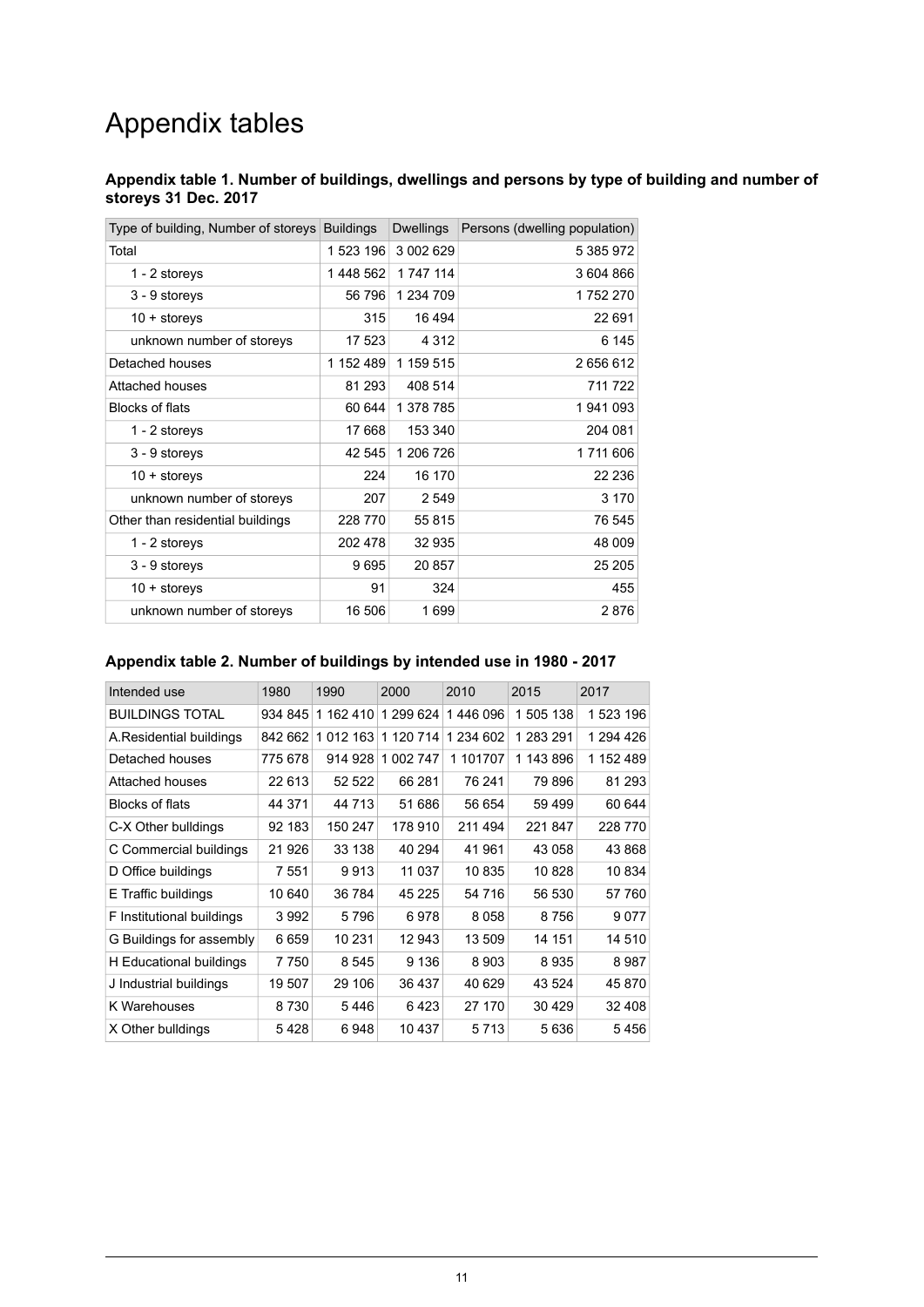# Appendix tables

### Appendix table 1. Number of buildings, dwellings and persons by type of building and number of storeys 31 Dec. 2017

| Type of building, Number of storeys | Buildings | Dwellings | Persons (dwelling population) |
|---|---|---|---|
| Total | 1 523 196 | 3 002 629 | 5 385 972 |
| 1 - 2 storeys | 1 448 562 | 1 747 114 | 3 604 866 |
| 3 - 9 storeys | 56 796 | 1 234 709 | 1 752 270 |
| 10 + storeys | 315 | 16 494 | 22 691 |
| unknown number of storeys | 17 523 | 4 312 | 6 145 |
| Detached houses | 1 152 489 | 1 159 515 | 2 656 612 |
| Attached houses | 81 293 | 408 514 | 711 722 |
| Blocks of flats | 60 644 | 1 378 785 | 1 941 093 |
| 1 - 2 storeys | 17 668 | 153 340 | 204 081 |
| 3 - 9 storeys | 42 545 | 1 206 726 | 1 711 606 |
| 10 + storeys | 224 | 16 170 | 22 236 |
| unknown number of storeys | 207 | 2 549 | 3 170 |
| Other than residential buildings | 228 770 | 55 815 | 76 545 |
| 1 - 2 storeys | 202 478 | 32 935 | 48 009 |
| 3 - 9 storeys | 9 695 | 20 857 | 25 205 |
| 10 + storeys | 91 | 324 | 455 |
| unknown number of storeys | 16 506 | 1 699 | 2 876 |

### Appendix table 2. Number of buildings by intended use in 1980 - 2017

| Intended use | 1980 | 1990 | 2000 | 2010 | 2015 | 2017 |
|---|---|---|---|---|---|---|
| BUILDINGS TOTAL | 934 845 | 1 162 410 | 1 299 624 | 1 446 096 | 1 505 138 | 1 523 196 |
| A.Residential buildings | 842 662 | 1 012 163 | 1 120 714 | 1 234 602 | 1 283 291 | 1 294 426 |
| Detached houses | 775 678 | 914 928 | 1 002 747 | 1 101707 | 1 143 896 | 1 152 489 |
| Attached houses | 22 613 | 52 522 | 66 281 | 76 241 | 79 896 | 81 293 |
| Blocks of flats | 44 371 | 44 713 | 51 686 | 56 654 | 59 499 | 60 644 |
| C-X Other bulldings | 92 183 | 150 247 | 178 910 | 211 494 | 221 847 | 228 770 |
| C Commercial buildings | 21 926 | 33 138 | 40 294 | 41 961 | 43 058 | 43 868 |
| D Office buildings | 7 551 | 9 913 | 11 037 | 10 835 | 10 828 | 10 834 |
| E Traffic buildings | 10 640 | 36 784 | 45 225 | 54 716 | 56 530 | 57 760 |
| F Institutional buildings | 3 992 | 5 796 | 6 978 | 8 058 | 8 756 | 9 077 |
| G Buildings for assembly | 6 659 | 10 231 | 12 943 | 13 509 | 14 151 | 14 510 |
| H Educational buildings | 7 750 | 8 545 | 9 136 | 8 903 | 8 935 | 8 987 |
| J Industrial buildings | 19 507 | 29 106 | 36 437 | 40 629 | 43 524 | 45 870 |
| K Warehouses | 8 730 | 5 446 | 6 423 | 27 170 | 30 429 | 32 408 |
| X Other bulldings | 5 428 | 6 948 | 10 437 | 5 713 | 5 636 | 5 456 |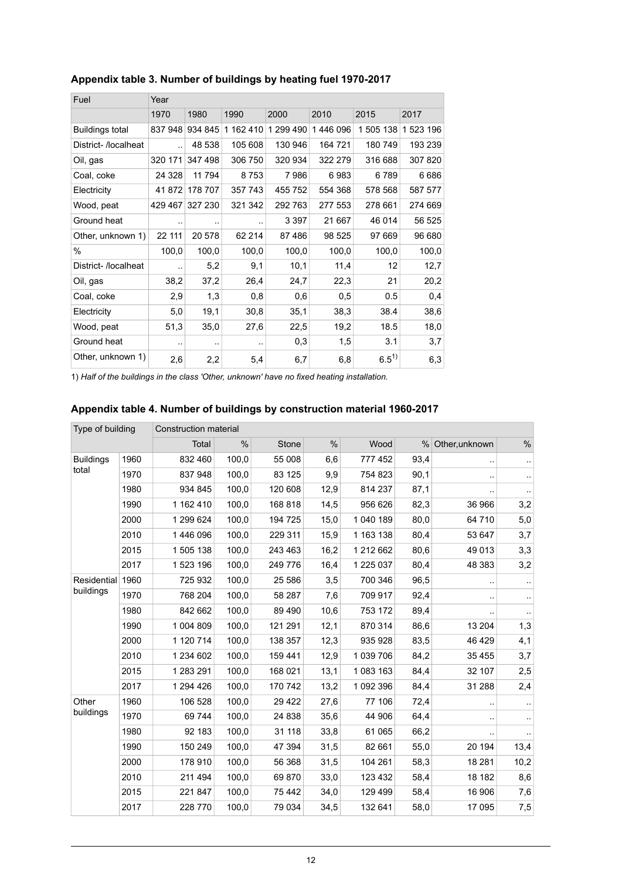### Appendix table 3. Number of buildings by heating fuel 1970-2017

| Fuel | Year | | | | | | |
|---|---|---|---|---|---|---|---|
| | 1970 | 1980 | 1990 | 2000 | 2010 | 2015 | 2017 |
| Buildings total | 837 948 | 934 845 | 1 162 410 | 1 299 490 | 1 446 096 | 1 505 138 | 1 523 196 |
| District- /localheat | .. | 48 538 | 105 608 | 130 946 | 164 721 | 180 749 | 193 239 |
| Oil, gas | 320 171 | 347 498 | 306 750 | 320 934 | 322 279 | 316 688 | 307 820 |
| Coal, coke | 24 328 | 11 794 | 8 753 | 7 986 | 6 983 | 6 789 | 6 686 |
| Electricity | 41 872 | 178 707 | 357 743 | 455 752 | 554 368 | 578 568 | 587 577 |
| Wood, peat | 429 467 | 327 230 | 321 342 | 292 763 | 277 553 | 278 661 | 274 669 |
| Ground heat | .. | .. | .. | 3 397 | 21 667 | 46 014 | 56 525 |
| Other, unknown 1) | 22 111 | 20 578 | 62 214 | 87 486 | 98 525 | 97 669 | 96 680 |
| % | 100,0 | 100,0 | 100,0 | 100,0 | 100,0 | 100,0 | 100,0 |
| District- /localheat | .. | 5,2 | 9,1 | 10,1 | 11,4 | 12 | 12,7 |
| Oil, gas | 38,2 | 37,2 | 26,4 | 24,7 | 22,3 | 21 | 20,2 |
| Coal, coke | 2,9 | 1,3 | 0,8 | 0,6 | 0,5 | 0.5 | 0,4 |
| Electricity | 5,0 | 19,1 | 30,8 | 35,1 | 38,3 | 38.4 | 38,6 |
| Wood, peat | 51,3 | 35,0 | 27,6 | 22,5 | 19,2 | 18.5 | 18,0 |
| Ground heat | .. | .. | .. | 0,3 | 1,5 | 3.1 | 3,7 |
| Other, unknown 1) | 2,6 | 2,2 | 5,4 | 6,7 | 6,8 | 6.5 1) | 6,3 |

1) *Half of the buildings in the class 'Other, unknown' have no fixed heating installation.*

### Appendix table 4. Number of buildings by construction material 1960-2017

| Type of building | | Construction material | | | | | | | |
|---|---|---|---|---|---|---|---|---|---|
| | | Total | % | Stone | % | Wood | % | Other,unknown | % |
| Buildings total | 1960 | 832 460 | 100,0 | 55 008 | 6,6 | 777 452 | 93,4 | .. | .. |
| | 1970 | 837 948 | 100,0 | 83 125 | 9,9 | 754 823 | 90,1 | .. | .. |
| | 1980 | 934 845 | 100,0 | 120 608 | 12,9 | 814 237 | 87,1 | .. | .. |
| | 1990 | 1 162 410 | 100,0 | 168 818 | 14,5 | 956 626 | 82,3 | 36 966 | 3,2 |
| | 2000 | 1 299 624 | 100,0 | 194 725 | 15,0 | 1 040 189 | 80,0 | 64 710 | 5,0 |
| | 2010 | 1 446 096 | 100,0 | 229 311 | 15,9 | 1 163 138 | 80,4 | 53 647 | 3,7 |
| | 2015 | 1 505 138 | 100,0 | 243 463 | 16,2 | 1 212 662 | 80,6 | 49 013 | 3,3 |
| | 2017 | 1 523 196 | 100,0 | 249 776 | 16,4 | 1 225 037 | 80,4 | 48 383 | 3,2 |
| Residential buildings | 1960 | 725 932 | 100,0 | 25 586 | 3,5 | 700 346 | 96,5 | .. | .. |
| | 1970 | 768 204 | 100,0 | 58 287 | 7,6 | 709 917 | 92,4 | .. | .. |
| | 1980 | 842 662 | 100,0 | 89 490 | 10,6 | 753 172 | 89,4 | .. | .. |
| | 1990 | 1 004 809 | 100,0 | 121 291 | 12,1 | 870 314 | 86,6 | 13 204 | 1,3 |
| | 2000 | 1 120 714 | 100,0 | 138 357 | 12,3 | 935 928 | 83,5 | 46 429 | 4,1 |
| | 2010 | 1 234 602 | 100,0 | 159 441 | 12,9 | 1 039 706 | 84,2 | 35 455 | 3,7 |
| | 2015 | 1 283 291 | 100,0 | 168 021 | 13,1 | 1 083 163 | 84,4 | 32 107 | 2,5 |
| | 2017 | 1 294 426 | 100,0 | 170 742 | 13,2 | 1 092 396 | 84,4 | 31 288 | 2,4 |
| Other buildings | 1960 | 106 528 | 100,0 | 29 422 | 27,6 | 77 106 | 72,4 | .. | .. |
| | 1970 | 69 744 | 100,0 | 24 838 | 35,6 | 44 906 | 64,4 | .. | .. |
| | 1980 | 92 183 | 100,0 | 31 118 | 33,8 | 61 065 | 66,2 | .. | .. |
| | 1990 | 150 249 | 100,0 | 47 394 | 31,5 | 82 661 | 55,0 | 20 194 | 13,4 |
| | 2000 | 178 910 | 100,0 | 56 368 | 31,5 | 104 261 | 58,3 | 18 281 | 10,2 |
| | 2010 | 211 494 | 100,0 | 69 870 | 33,0 | 123 432 | 58,4 | 18 182 | 8,6 |
| | 2015 | 221 847 | 100,0 | 75 442 | 34,0 | 129 499 | 58,4 | 16 906 | 7,6 |
| | 2017 | 228 770 | 100,0 | 79 034 | 34,5 | 132 641 | 58,0 | 17 095 | 7,5 |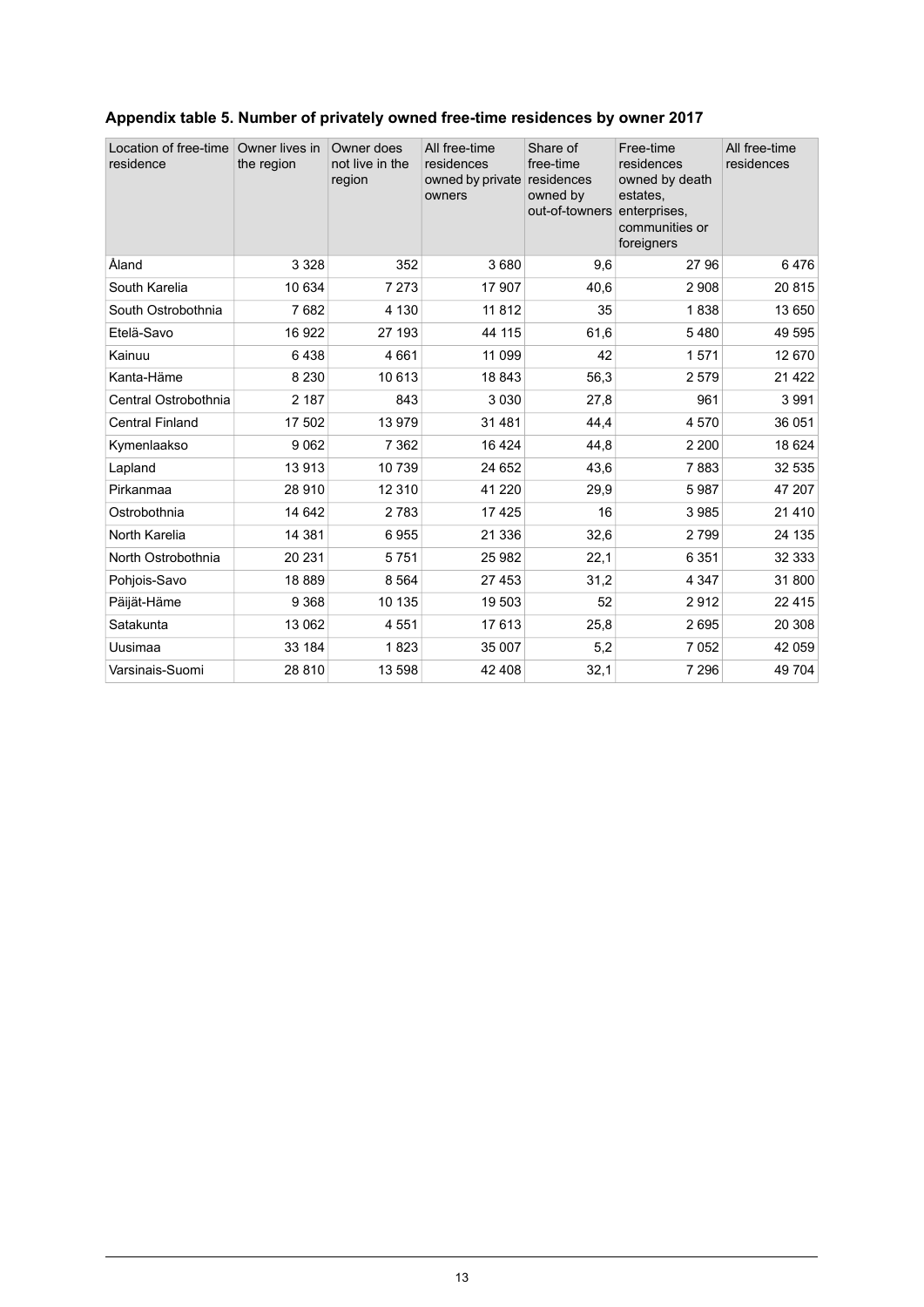### Appendix table 5. Number of privately owned free-time residences by owner 2017

| Location of free-time residence | Owner lives in the region | Owner does not live in the region | All free-time residences owned by private owners | Share of free-time residences owned by out-of-towners | Free-time residences owned by death estates, enterprises, communities or foreigners | All free-time residences |
|---|---|---|---|---|---|---|
| Åland | 3 328 | 352 | 3 680 | 9,6 | 27 96 | 6 476 |
| South Karelia | 10 634 | 7 273 | 17 907 | 40,6 | 2 908 | 20 815 |
| South Ostrobothnia | 7 682 | 4 130 | 11 812 | 35 | 1 838 | 13 650 |
| Etelä-Savo | 16 922 | 27 193 | 44 115 | 61,6 | 5 480 | 49 595 |
| Kainuu | 6 438 | 4 661 | 11 099 | 42 | 1 571 | 12 670 |
| Kanta-Häme | 8 230 | 10 613 | 18 843 | 56,3 | 2 579 | 21 422 |
| Central Ostrobothnia | 2 187 | 843 | 3 030 | 27,8 | 961 | 3 991 |
| Central Finland | 17 502 | 13 979 | 31 481 | 44,4 | 4 570 | 36 051 |
| Kymenlaakso | 9 062 | 7 362 | 16 424 | 44,8 | 2 200 | 18 624 |
| Lapland | 13 913 | 10 739 | 24 652 | 43,6 | 7 883 | 32 535 |
| Pirkanmaa | 28 910 | 12 310 | 41 220 | 29,9 | 5 987 | 47 207 |
| Ostrobothnia | 14 642 | 2 783 | 17 425 | 16 | 3 985 | 21 410 |
| North Karelia | 14 381 | 6 955 | 21 336 | 32,6 | 2 799 | 24 135 |
| North Ostrobothnia | 20 231 | 5 751 | 25 982 | 22,1 | 6 351 | 32 333 |
| Pohjois-Savo | 18 889 | 8 564 | 27 453 | 31,2 | 4 347 | 31 800 |
| Päijät-Häme | 9 368 | 10 135 | 19 503 | 52 | 2 912 | 22 415 |
| Satakunta | 13 062 | 4 551 | 17 613 | 25,8 | 2 695 | 20 308 |
| Uusimaa | 33 184 | 1 823 | 35 007 | 5,2 | 7 052 | 42 059 |
| Varsinais-Suomi | 28 810 | 13 598 | 42 408 | 32,1 | 7 296 | 49 704 |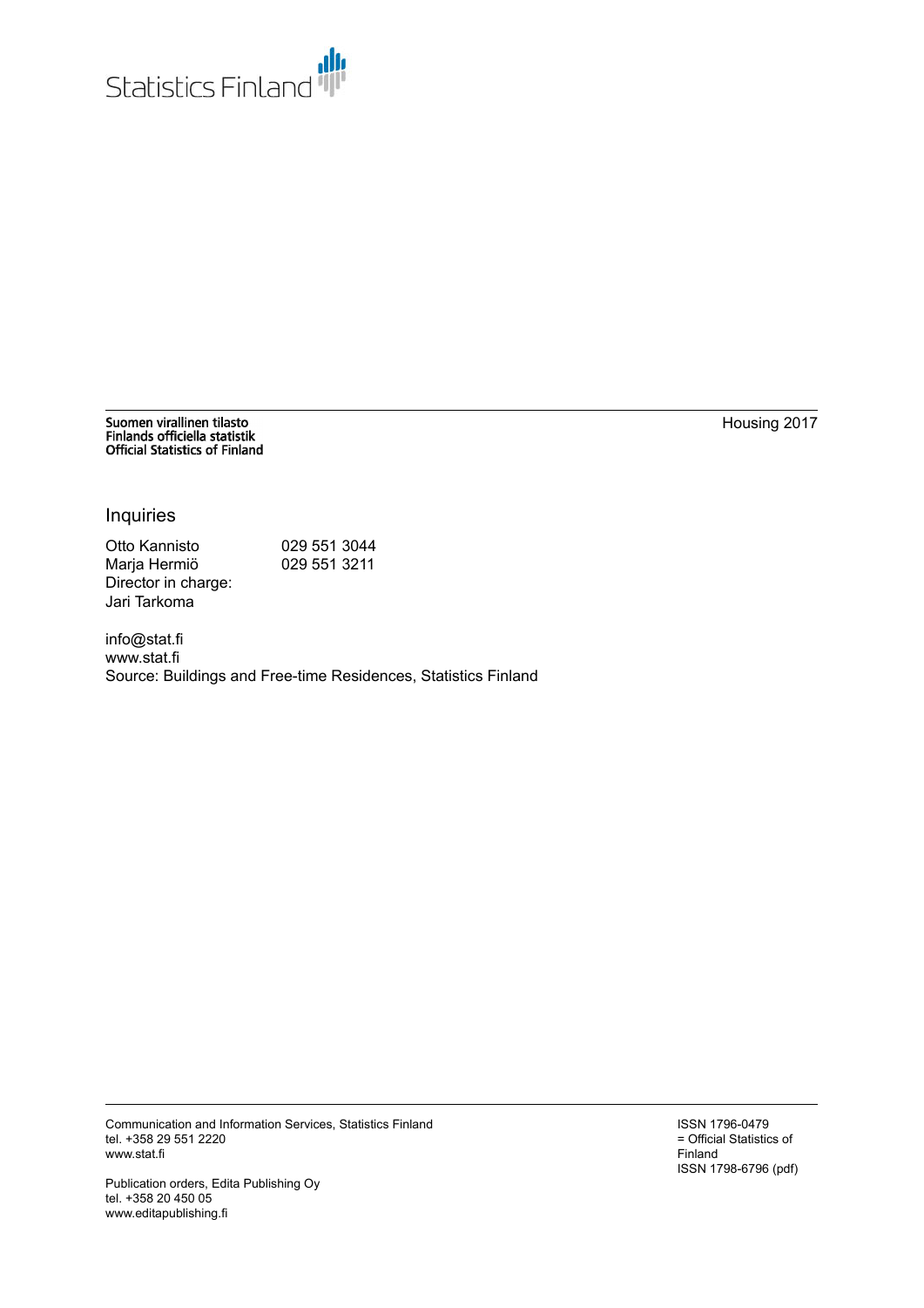Statistics Finland

Suomen virallinen tilasto
Finlands officiella statistik
Official Statistics of Finland

Housing 2017

## Inquiries

| | |
|---|---|
| Otto Kannisto | 029 551 3044 |
| Marja Hermiö | 029 551 3211 |
| Director in charge: | |
| Jari Tarkoma | |

info@stat.fi
www.stat.fi
Source: Buildings and Free-time Residences, Statistics Finland

Communication and Information Services, Statistics Finland
tel. +358 29 551 2220
www.stat.fi

Publication orders, Edita Publishing Oy
tel. +358 20 450 05
www.editapublishing.fi

ISSN 1796-0479
= Official Statistics of Finland
ISSN 1798-6796 (pdf)